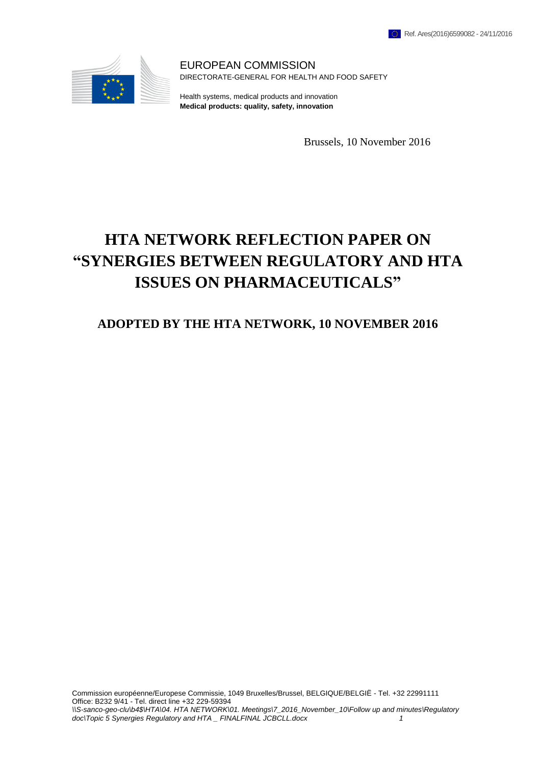Ref. Ares(2016)6599082 - 24/11/2016

EUROPEAN COMMISSION
DIRECTORATE-GENERAL FOR HEALTH AND FOOD SAFETY

Health systems, medical products and innovation
**Medical products: quality, safety, innovation**

Brussels, 10 November 2016

# HTA NETWORK REFLECTION PAPER ON "SYNERGIES BETWEEN REGULATORY AND HTA ISSUES ON PHARMACEUTICALS"

## ADOPTED BY THE HTA NETWORK, 10 NOVEMBER 2016

Commission européenne/Europese Commissie, 1049 Bruxelles/Brussel, BELGIQUE/BELGIË - Tel. +32 22991111
Office: B232 9/41 - Tel. direct line +32 229-59394
*\\S-sanco-geo-clu\b4$\HTA\04. HTA NETWORK\01. Meetings\7_2016_November_10\Follow up and minutes\Regulatory doc\Topic 5 Synergies Regulatory and HTA _ FINALFINAL JCBCLL.docx*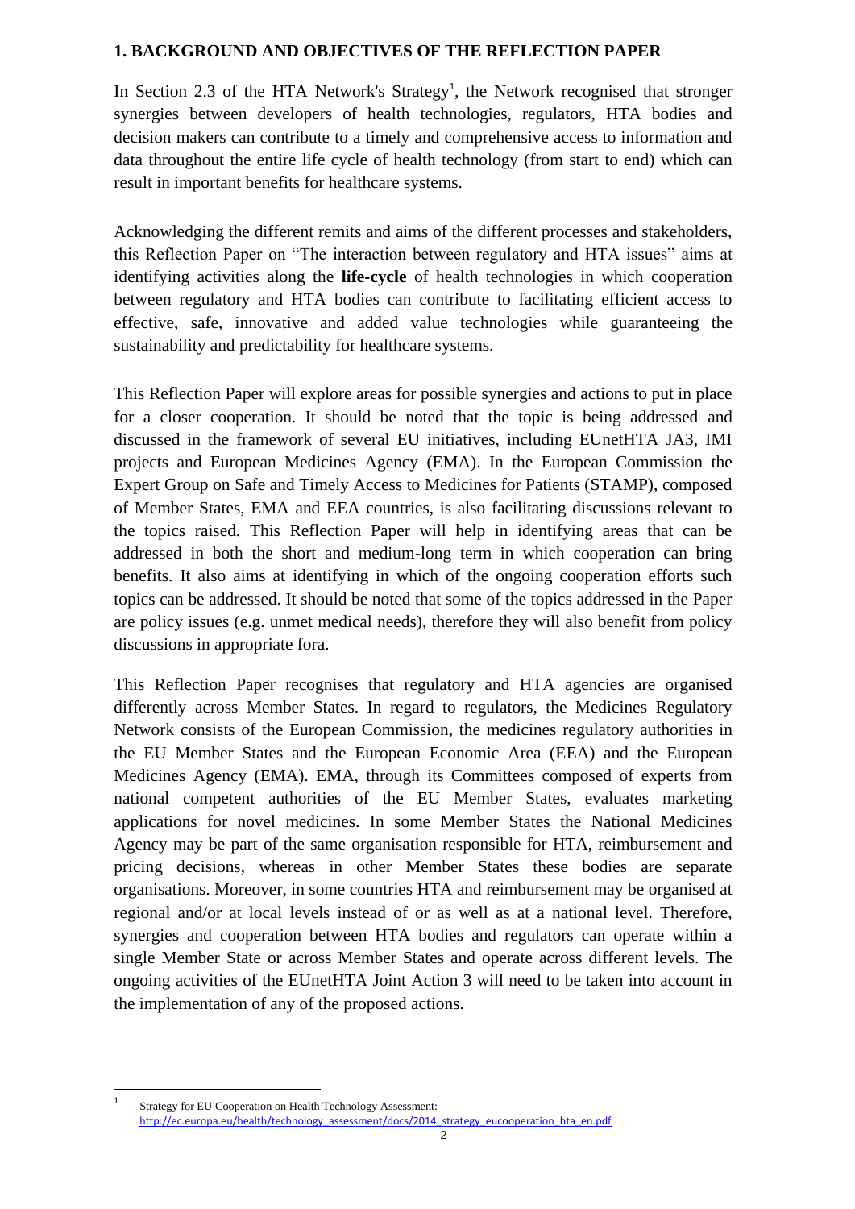## 1. BACKGROUND AND OBJECTIVES OF THE REFLECTION PAPER

In Section 2.3 of the HTA Network's Strategy[1], the Network recognised that stronger synergies between developers of health technologies, regulators, HTA bodies and decision makers can contribute to a timely and comprehensive access to information and data throughout the entire life cycle of health technology (from start to end) which can result in important benefits for healthcare systems.

Acknowledging the different remits and aims of the different processes and stakeholders, this Reflection Paper on "The interaction between regulatory and HTA issues" aims at identifying activities along the **life-cycle** of health technologies in which cooperation between regulatory and HTA bodies can contribute to facilitating efficient access to effective, safe, innovative and added value technologies while guaranteeing the sustainability and predictability for healthcare systems.

This Reflection Paper will explore areas for possible synergies and actions to put in place for a closer cooperation. It should be noted that the topic is being addressed and discussed in the framework of several EU initiatives, including EUnetHTA JA3, IMI projects and European Medicines Agency (EMA). In the European Commission the Expert Group on Safe and Timely Access to Medicines for Patients (STAMP), composed of Member States, EMA and EEA countries, is also facilitating discussions relevant to the topics raised. This Reflection Paper will help in identifying areas that can be addressed in both the short and medium-long term in which cooperation can bring benefits. It also aims at identifying in which of the ongoing cooperation efforts such topics can be addressed. It should be noted that some of the topics addressed in the Paper are policy issues (e.g. unmet medical needs), therefore they will also benefit from policy discussions in appropriate fora.

This Reflection Paper recognises that regulatory and HTA agencies are organised differently across Member States. In regard to regulators, the Medicines Regulatory Network consists of the European Commission, the medicines regulatory authorities in the EU Member States and the European Economic Area (EEA) and the European Medicines Agency (EMA). EMA, through its Committees composed of experts from national competent authorities of the EU Member States, evaluates marketing applications for novel medicines. In some Member States the National Medicines Agency may be part of the same organisation responsible for HTA, reimbursement and pricing decisions, whereas in other Member States these bodies are separate organisations. Moreover, in some countries HTA and reimbursement may be organised at regional and/or at local levels instead of or as well as at a national level. Therefore, synergies and cooperation between HTA bodies and regulators can operate within a single Member State or across Member States and operate across different levels. The ongoing activities of the EUnetHTA Joint Action 3 will need to be taken into account in the implementation of any of the proposed actions.

---

[1] Strategy for EU Cooperation on Health Technology Assessment: http://ec.europa.eu/health/technology_assessment/docs/2014_strategy_eucooperation_hta_en.pdf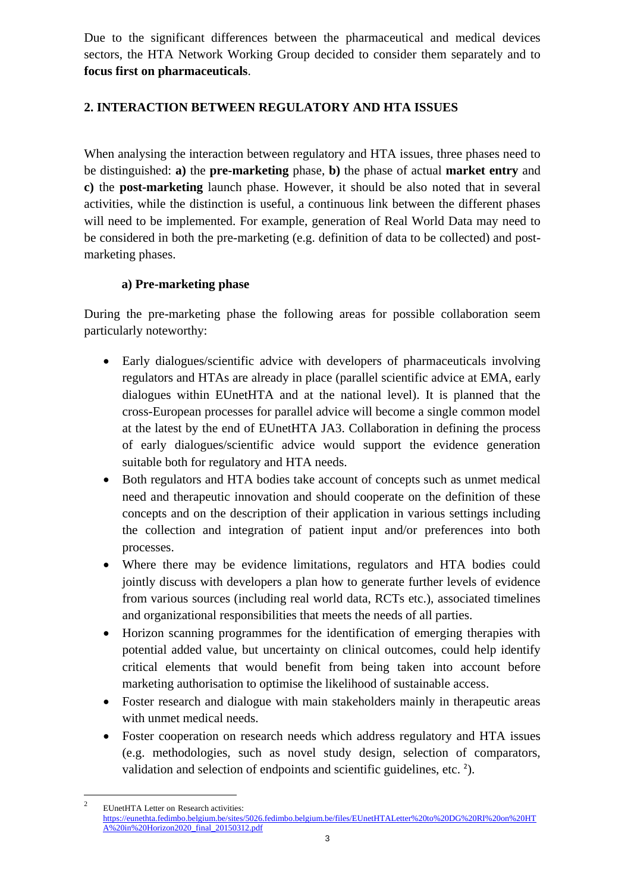Due to the significant differences between the pharmaceutical and medical devices sectors, the HTA Network Working Group decided to consider them separately and to **focus first on pharmaceuticals**.

## 2. INTERACTION BETWEEN REGULATORY AND HTA ISSUES

When analysing the interaction between regulatory and HTA issues, three phases need to be distinguished: **a)** the **pre-marketing** phase, **b)** the phase of actual **market entry** and **c)** the **post-marketing** launch phase. However, it should be also noted that in several activities, while the distinction is useful, a continuous link between the different phases will need to be implemented. For example, generation of Real World Data may need to be considered in both the pre-marketing (e.g. definition of data to be collected) and post-marketing phases.

### a) Pre-marketing phase

During the pre-marketing phase the following areas for possible collaboration seem particularly noteworthy:

- Early dialogues/scientific advice with developers of pharmaceuticals involving regulators and HTAs are already in place (parallel scientific advice at EMA, early dialogues within EUnetHTA and at the national level). It is planned that the cross-European processes for parallel advice will become a single common model at the latest by the end of EUnetHTA JA3. Collaboration in defining the process of early dialogues/scientific advice would support the evidence generation suitable both for regulatory and HTA needs.
- Both regulators and HTA bodies take account of concepts such as unmet medical need and therapeutic innovation and should cooperate on the definition of these concepts and on the description of their application in various settings including the collection and integration of patient input and/or preferences into both processes.
- Where there may be evidence limitations, regulators and HTA bodies could jointly discuss with developers a plan how to generate further levels of evidence from various sources (including real world data, RCTs etc.), associated timelines and organizational responsibilities that meets the needs of all parties.
- Horizon scanning programmes for the identification of emerging therapies with potential added value, but uncertainty on clinical outcomes, could help identify critical elements that would benefit from being taken into account before marketing authorisation to optimise the likelihood of sustainable access.
- Foster research and dialogue with main stakeholders mainly in therapeutic areas with unmet medical needs.
- Foster cooperation on research needs which address regulatory and HTA issues (e.g. methodologies, such as novel study design, selection of comparators, validation and selection of endpoints and scientific guidelines, etc. [2]).

[2] EUnetHTA Letter on Research activities: https://eunethta.fedimbo.belgium.be/sites/5026.fedimbo.belgium.be/files/EUnetHTALetter%20to%20DG%20RI%20on%20HTA%20in%20Horizon2020_final_20150312.pdf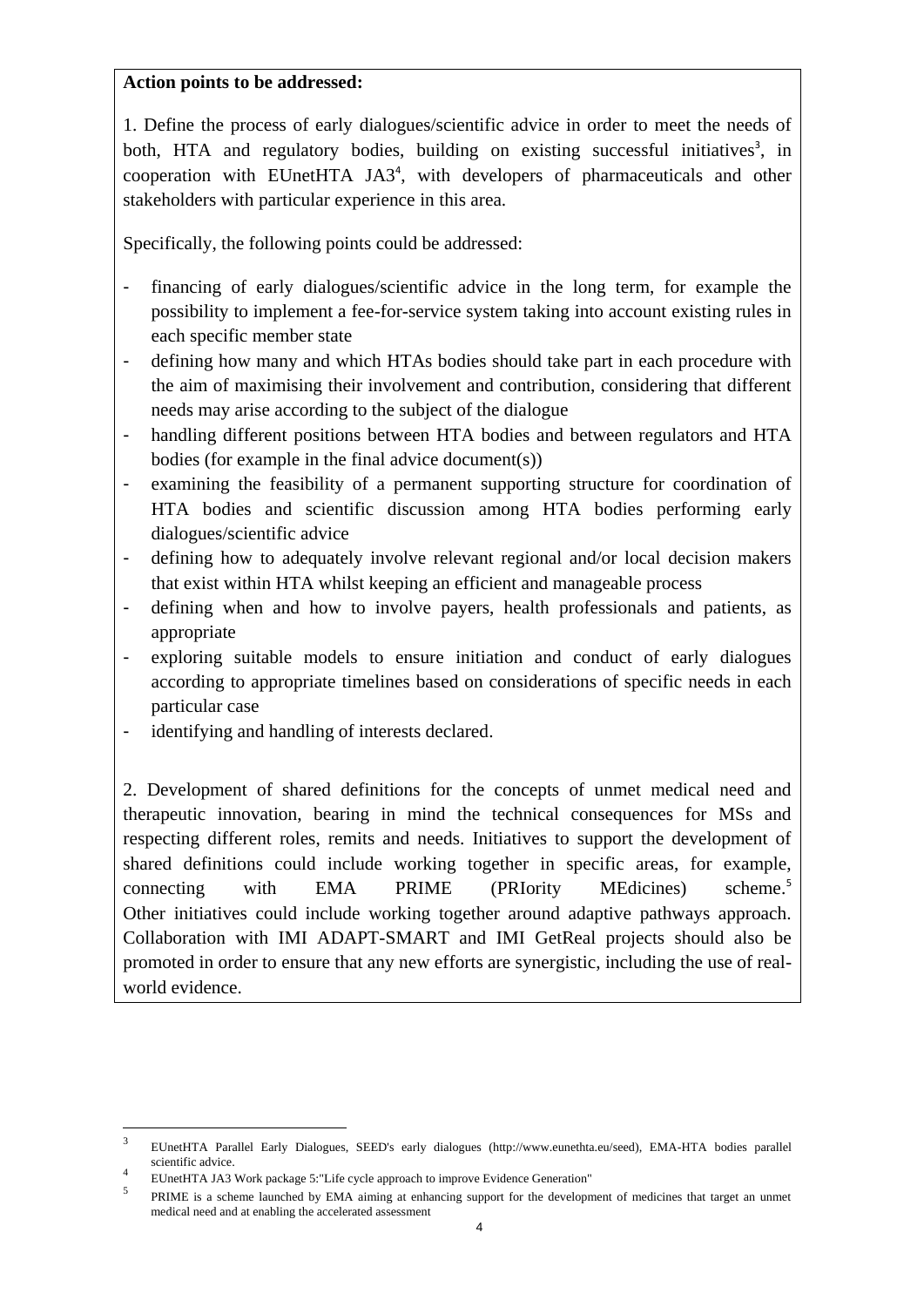**Action points to be addressed:**

1. Define the process of early dialogues/scientific advice in order to meet the needs of both, HTA and regulatory bodies, building on existing successful initiatives[3], in cooperation with EUnetHTA JA3[4], with developers of pharmaceuticals and other stakeholders with particular experience in this area.

Specifically, the following points could be addressed:

- financing of early dialogues/scientific advice in the long term, for example the possibility to implement a fee-for-service system taking into account existing rules in each specific member state
- defining how many and which HTAs bodies should take part in each procedure with the aim of maximising their involvement and contribution, considering that different needs may arise according to the subject of the dialogue
- handling different positions between HTA bodies and between regulators and HTA bodies (for example in the final advice document(s))
- examining the feasibility of a permanent supporting structure for coordination of HTA bodies and scientific discussion among HTA bodies performing early dialogues/scientific advice
- defining how to adequately involve relevant regional and/or local decision makers that exist within HTA whilst keeping an efficient and manageable process
- defining when and how to involve payers, health professionals and patients, as appropriate
- exploring suitable models to ensure initiation and conduct of early dialogues according to appropriate timelines based on considerations of specific needs in each particular case
- identifying and handling of interests declared.

2. Development of shared definitions for the concepts of unmet medical need and therapeutic innovation, bearing in mind the technical consequences for MSs and respecting different roles, remits and needs. Initiatives to support the development of shared definitions could include working together in specific areas, for example, connecting with EMA PRIME (PRIority MEdicines) scheme.[5] Other initiatives could include working together around adaptive pathways approach. Collaboration with IMI ADAPT-SMART and IMI GetReal projects should also be promoted in order to ensure that any new efforts are synergistic, including the use of real-world evidence.

---

[3] EUnetHTA Parallel Early Dialogues, SEED's early dialogues (http://www.eunethta.eu/seed), EMA-HTA bodies parallel scientific advice.

[4] EUnetHTA JA3 Work package 5:"Life cycle approach to improve Evidence Generation"

[5] PRIME is a scheme launched by EMA aiming at enhancing support for the development of medicines that target an unmet medical need and at enabling the accelerated assessment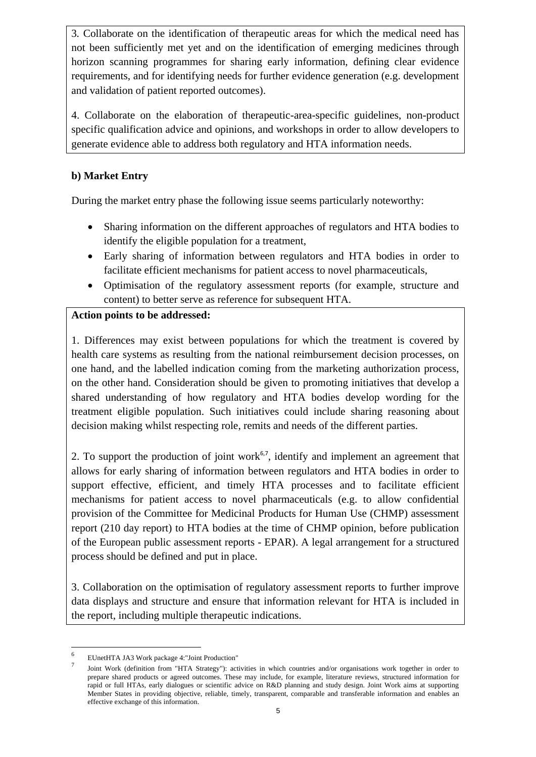3. Collaborate on the identification of therapeutic areas for which the medical need has not been sufficiently met yet and on the identification of emerging medicines through horizon scanning programmes for sharing early information, defining clear evidence requirements, and for identifying needs for further evidence generation (e.g. development and validation of patient reported outcomes).

4. Collaborate on the elaboration of therapeutic-area-specific guidelines, non-product specific qualification advice and opinions, and workshops in order to allow developers to generate evidence able to address both regulatory and HTA information needs.

**b) Market Entry**

During the market entry phase the following issue seems particularly noteworthy:

- Sharing information on the different approaches of regulators and HTA bodies to identify the eligible population for a treatment,
- Early sharing of information between regulators and HTA bodies in order to facilitate efficient mechanisms for patient access to novel pharmaceuticals,
- Optimisation of the regulatory assessment reports (for example, structure and content) to better serve as reference for subsequent HTA.

**Action points to be addressed:**

1. Differences may exist between populations for which the treatment is covered by health care systems as resulting from the national reimbursement decision processes, on one hand, and the labelled indication coming from the marketing authorization process, on the other hand. Consideration should be given to promoting initiatives that develop a shared understanding of how regulatory and HTA bodies develop wording for the treatment eligible population. Such initiatives could include sharing reasoning about decision making whilst respecting role, remits and needs of the different parties.

2. To support the production of joint work[6,7], identify and implement an agreement that allows for early sharing of information between regulators and HTA bodies in order to support effective, efficient, and timely HTA processes and to facilitate efficient mechanisms for patient access to novel pharmaceuticals (e.g. to allow confidential provision of the Committee for Medicinal Products for Human Use (CHMP) assessment report (210 day report) to HTA bodies at the time of CHMP opinion, before publication of the European public assessment reports - EPAR). A legal arrangement for a structured process should be defined and put in place.

3. Collaboration on the optimisation of regulatory assessment reports to further improve data displays and structure and ensure that information relevant for HTA is included in the report, including multiple therapeutic indications.

---

[6] EUnetHTA JA3 Work package 4:"Joint Production"

[7] Joint Work (definition from "HTA Strategy"): activities in which countries and/or organisations work together in order to prepare shared products or agreed outcomes. These may include, for example, literature reviews, structured information for rapid or full HTAs, early dialogues or scientific advice on R&D planning and study design. Joint Work aims at supporting Member States in providing objective, reliable, timely, transparent, comparable and transferable information and enables an effective exchange of this information.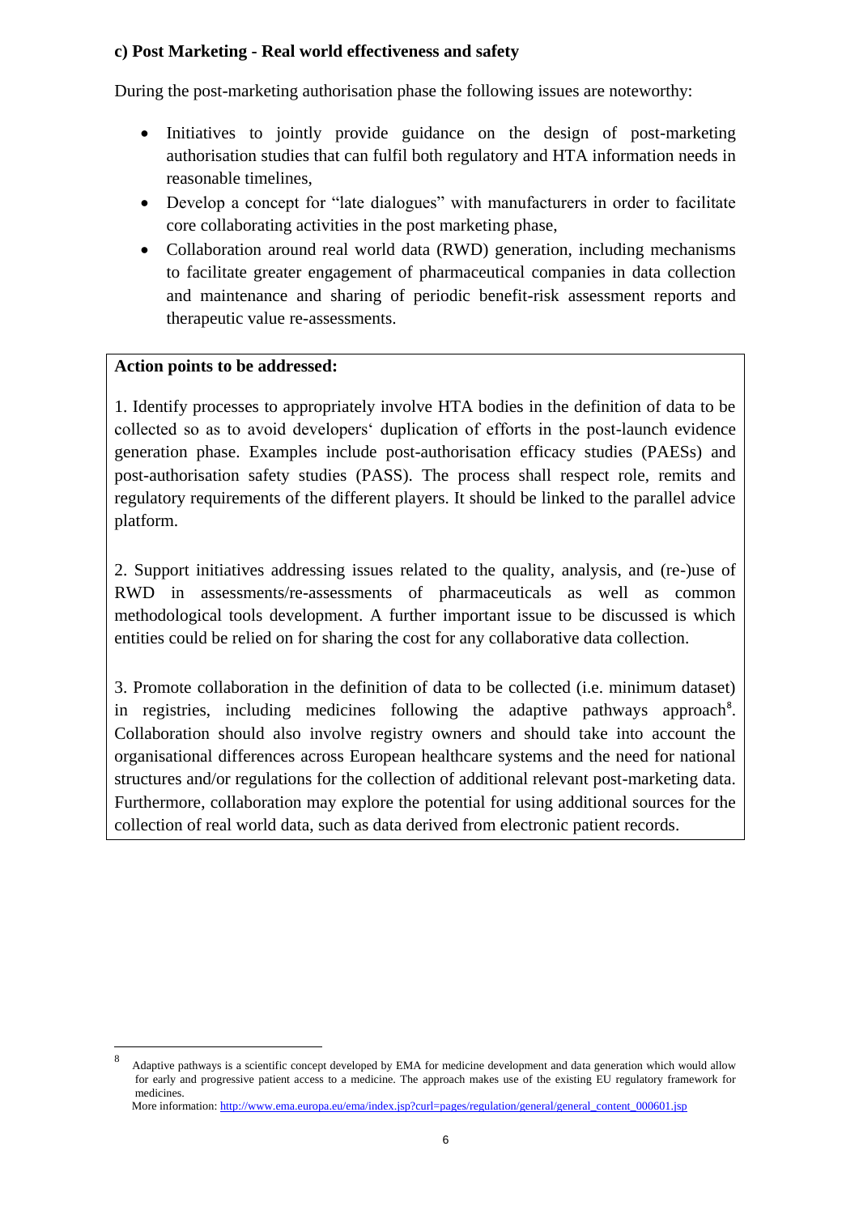**c) Post Marketing - Real world effectiveness and safety**

During the post-marketing authorisation phase the following issues are noteworthy:

- Initiatives to jointly provide guidance on the design of post-marketing authorisation studies that can fulfil both regulatory and HTA information needs in reasonable timelines,
- Develop a concept for "late dialogues" with manufacturers in order to facilitate core collaborating activities in the post marketing phase,
- Collaboration around real world data (RWD) generation, including mechanisms to facilitate greater engagement of pharmaceutical companies in data collection and maintenance and sharing of periodic benefit-risk assessment reports and therapeutic value re-assessments.

**Action points to be addressed:**

1. Identify processes to appropriately involve HTA bodies in the definition of data to be collected so as to avoid developers' duplication of efforts in the post-launch evidence generation phase. Examples include post-authorisation efficacy studies (PAESs) and post-authorisation safety studies (PASS). The process shall respect role, remits and regulatory requirements of the different players. It should be linked to the parallel advice platform.

2. Support initiatives addressing issues related to the quality, analysis, and (re-)use of RWD in assessments/re-assessments of pharmaceuticals as well as common methodological tools development. A further important issue to be discussed is which entities could be relied on for sharing the cost for any collaborative data collection.

3. Promote collaboration in the definition of data to be collected (i.e. minimum dataset) in registries, including medicines following the adaptive pathways approach[8]. Collaboration should also involve registry owners and should take into account the organisational differences across European healthcare systems and the need for national structures and/or regulations for the collection of additional relevant post-marketing data. Furthermore, collaboration may explore the potential for using additional sources for the collection of real world data, such as data derived from electronic patient records.

---

[8] Adaptive pathways is a scientific concept developed by EMA for medicine development and data generation which would allow for early and progressive patient access to a medicine. The approach makes use of the existing EU regulatory framework for medicines.
More information: http://www.ema.europa.eu/ema/index.jsp?curl=pages/regulation/general/general_content_000601.jsp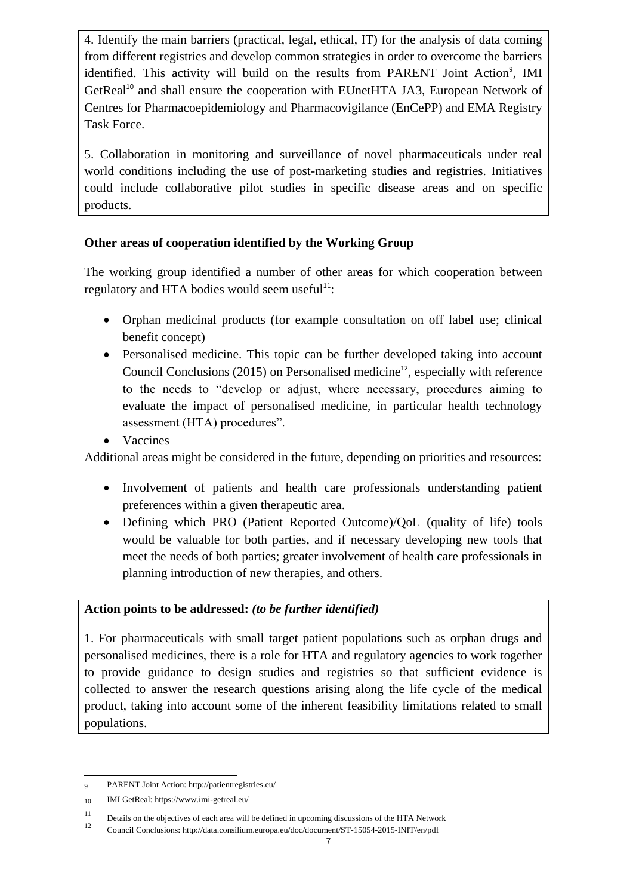4. Identify the main barriers (practical, legal, ethical, IT) for the analysis of data coming from different registries and develop common strategies in order to overcome the barriers identified. This activity will build on the results from PARENT Joint Action[9], IMI GetReal[10] and shall ensure the cooperation with EUnetHTA JA3, European Network of Centres for Pharmacoepidemiology and Pharmacovigilance (EnCePP) and EMA Registry Task Force.

5. Collaboration in monitoring and surveillance of novel pharmaceuticals under real world conditions including the use of post-marketing studies and registries. Initiatives could include collaborative pilot studies in specific disease areas and on specific products.

**Other areas of cooperation identified by the Working Group**

The working group identified a number of other areas for which cooperation between regulatory and HTA bodies would seem useful[11]:

- Orphan medicinal products (for example consultation on off label use; clinical benefit concept)
- Personalised medicine. This topic can be further developed taking into account Council Conclusions (2015) on Personalised medicine[12], especially with reference to the needs to "develop or adjust, where necessary, procedures aiming to evaluate the impact of personalised medicine, in particular health technology assessment (HTA) procedures".
- Vaccines

Additional areas might be considered in the future, depending on priorities and resources:

- Involvement of patients and health care professionals understanding patient preferences within a given therapeutic area.
- Defining which PRO (Patient Reported Outcome)/QoL (quality of life) tools would be valuable for both parties, and if necessary developing new tools that meet the needs of both parties; greater involvement of health care professionals in planning introduction of new therapies, and others.

**Action points to be addressed:** ***(to be further identified)***

1. For pharmaceuticals with small target patient populations such as orphan drugs and personalised medicines, there is a role for HTA and regulatory agencies to work together to provide guidance to design studies and registries so that sufficient evidence is collected to answer the research questions arising along the life cycle of the medical product, taking into account some of the inherent feasibility limitations related to small populations.

---

[9] PARENT Joint Action: http://patientregistries.eu/

[10] IMI GetReal: https://www.imi-getreal.eu/

[11] Details on the objectives of each area will be defined in upcoming discussions of the HTA Network

[12] Council Conclusions: http://data.consilium.europa.eu/doc/document/ST-15054-2015-INIT/en/pdf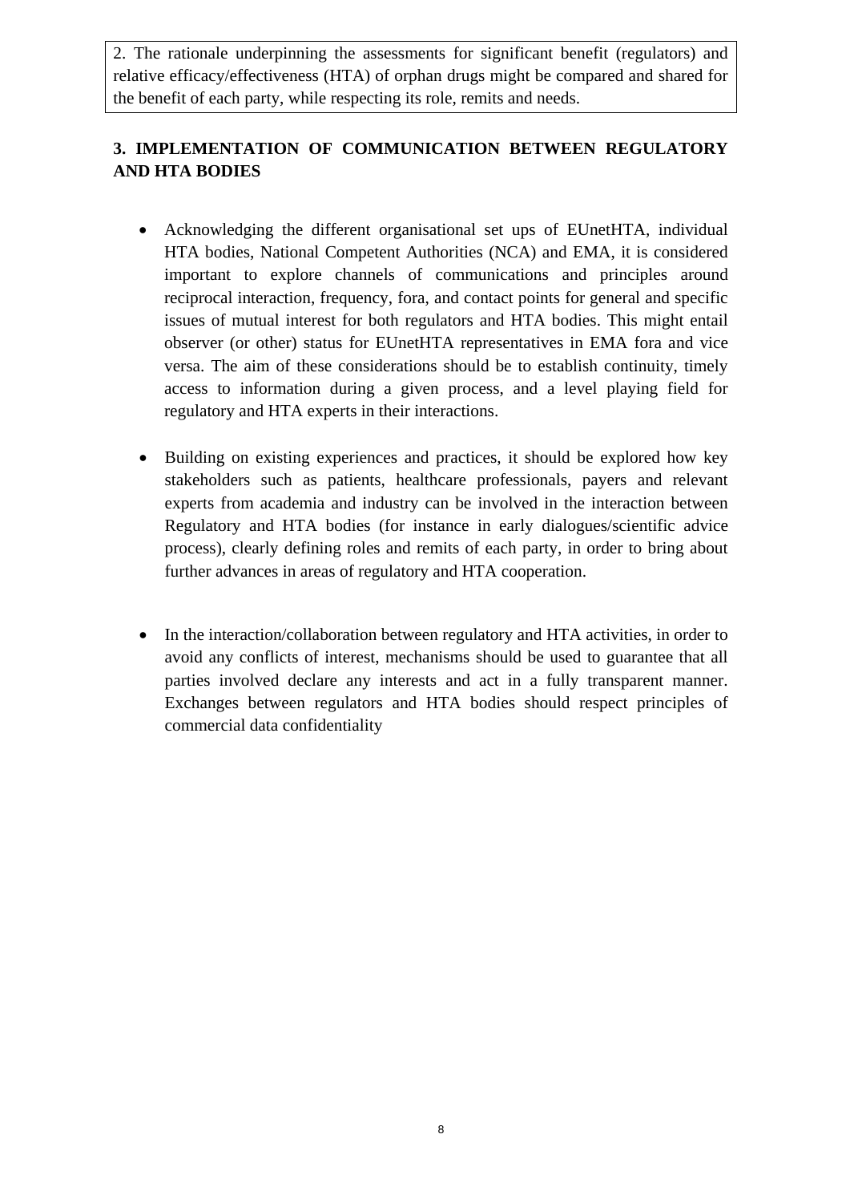2. The rationale underpinning the assessments for significant benefit (regulators) and relative efficacy/effectiveness (HTA) of orphan drugs might be compared and shared for the benefit of each party, while respecting its role, remits and needs.

## 3. IMPLEMENTATION OF COMMUNICATION BETWEEN REGULATORY AND HTA BODIES

- Acknowledging the different organisational set ups of EUnetHTA, individual HTA bodies, National Competent Authorities (NCA) and EMA, it is considered important to explore channels of communications and principles around reciprocal interaction, frequency, fora, and contact points for general and specific issues of mutual interest for both regulators and HTA bodies. This might entail observer (or other) status for EUnetHTA representatives in EMA fora and vice versa. The aim of these considerations should be to establish continuity, timely access to information during a given process, and a level playing field for regulatory and HTA experts in their interactions.

- Building on existing experiences and practices, it should be explored how key stakeholders such as patients, healthcare professionals, payers and relevant experts from academia and industry can be involved in the interaction between Regulatory and HTA bodies (for instance in early dialogues/scientific advice process), clearly defining roles and remits of each party, in order to bring about further advances in areas of regulatory and HTA cooperation.

- In the interaction/collaboration between regulatory and HTA activities, in order to avoid any conflicts of interest, mechanisms should be used to guarantee that all parties involved declare any interests and act in a fully transparent manner. Exchanges between regulators and HTA bodies should respect principles of commercial data confidentiality